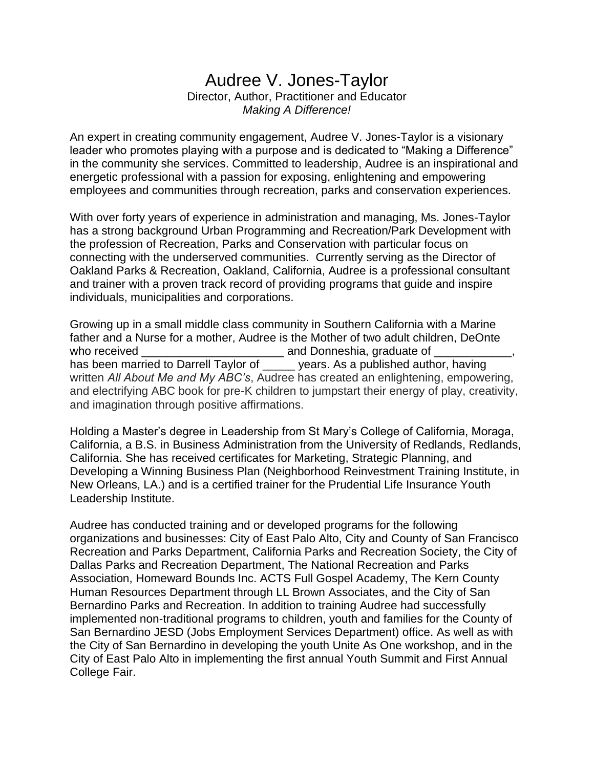# Audree V. Jones-Taylor

Director, Author, Practitioner and Educator

*Making A Difference!*

An expert in creating community engagement, Audree V. Jones-Taylor is a visionary leader who promotes playing with a purpose and is dedicated to "Making a Difference" in the community she services. Committed to leadership, Audree is an inspirational and energetic professional with a passion for exposing, enlightening and empowering employees and communities through recreation, parks and conservation experiences.

With over forty years of experience in administration and managing, Ms. Jones-Taylor has a strong background Urban Programming and Recreation/Park Development with the profession of Recreation, Parks and Conservation with particular focus on connecting with the underserved communities. Currently serving as the Director of Oakland Parks & Recreation, Oakland, California, Audree is a professional consultant and trainer with a proven track record of providing programs that guide and inspire individuals, municipalities and corporations.

Growing up in a small middle class community in Southern California with a Marine father and a Nurse for a mother, Audree is the Mother of two adult children, DeOnte who received ______________________ and Donneshia, graduate of ____________, has been married to Darrell Taylor of _____ years. As a published author, having written *All About Me and My ABC's*, Audree has created an enlightening, empowering, and electrifying ABC book for pre-K children to jumpstart their energy of play, creativity, and imagination through positive affirmations.

Holding a Master's degree in Leadership from St Mary's College of California, Moraga, California, a B.S. in Business Administration from the University of Redlands, Redlands, California. She has received certificates for Marketing, Strategic Planning, and Developing a Winning Business Plan (Neighborhood Reinvestment Training Institute, in New Orleans, LA.) and is a certified trainer for the Prudential Life Insurance Youth Leadership Institute.

Audree has conducted training and or developed programs for the following organizations and businesses: City of East Palo Alto, City and County of San Francisco Recreation and Parks Department, California Parks and Recreation Society, the City of Dallas Parks and Recreation Department, The National Recreation and Parks Association, Homeward Bounds Inc. ACTS Full Gospel Academy, The Kern County Human Resources Department through LL Brown Associates, and the City of San Bernardino Parks and Recreation. In addition to training Audree had successfully implemented non-traditional programs to children, youth and families for the County of San Bernardino JESD (Jobs Employment Services Department) office. As well as with the City of San Bernardino in developing the youth Unite As One workshop, and in the City of East Palo Alto in implementing the first annual Youth Summit and First Annual College Fair.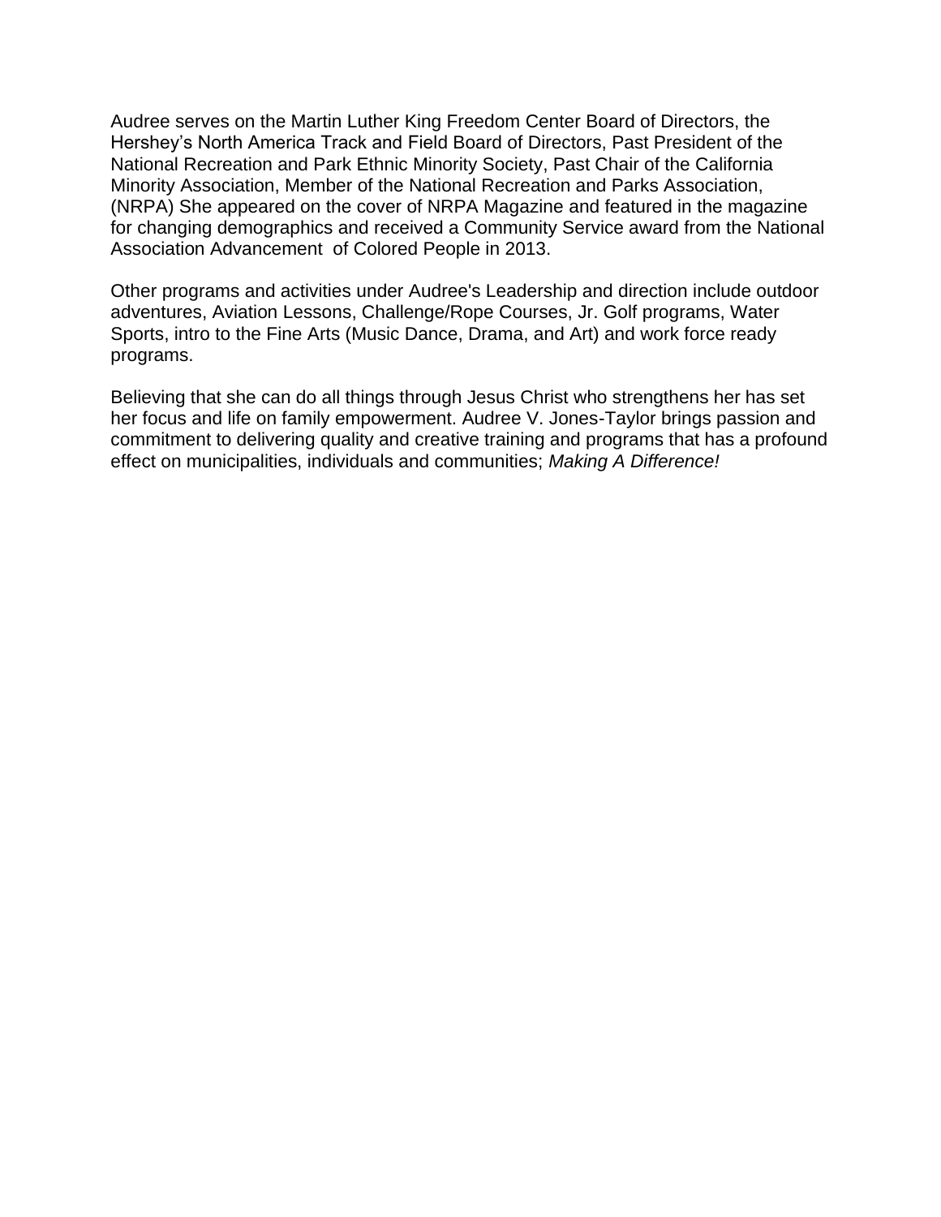Audree serves on the Martin Luther King Freedom Center Board of Directors, the Hershey's North America Track and Field Board of Directors, Past President of the National Recreation and Park Ethnic Minority Society, Past Chair of the California Minority Association, Member of the National Recreation and Parks Association, (NRPA) She appeared on the cover of NRPA Magazine and featured in the magazine for changing demographics and received a Community Service award from the National Association Advancement of Colored People in 2013.

Other programs and activities under Audree's Leadership and direction include outdoor adventures, Aviation Lessons, Challenge/Rope Courses, Jr. Golf programs, Water Sports, intro to the Fine Arts (Music Dance, Drama, and Art) and work force ready programs.

Believing that she can do all things through Jesus Christ who strengthens her has set her focus and life on family empowerment. Audree V. Jones-Taylor brings passion and commitment to delivering quality and creative training and programs that has a profound effect on municipalities, individuals and communities; *Making A Difference!*